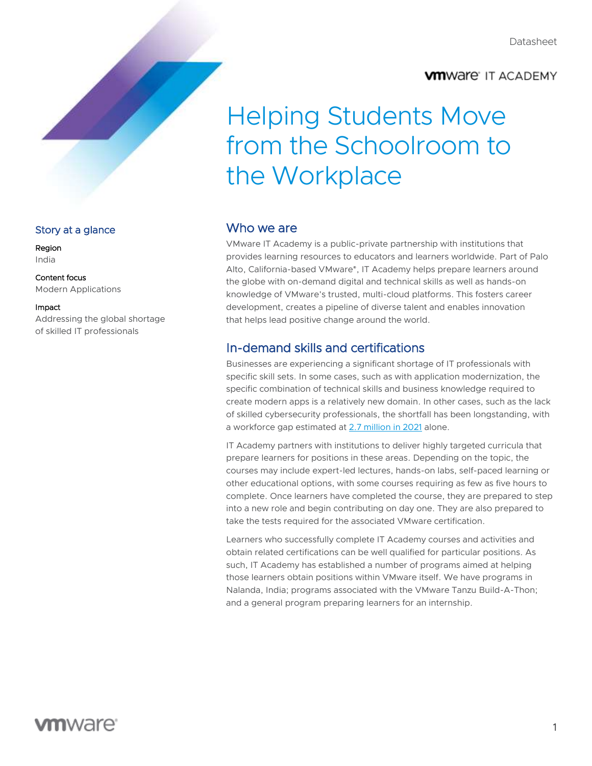Datasheet

VMware IT ACADEMY

# Helping Students Move from the Schoolroom to the Workplace

## Story at a glance

**Region**
India

**Content focus**
Modern Applications

**Impact**
Addressing the global shortage of skilled IT professionals

## Who we are

VMware IT Academy is a public-private partnership with institutions that provides learning resources to educators and learners worldwide. Part of Palo Alto, California-based VMware®, IT Academy helps prepare learners around the globe with on-demand digital and technical skills as well as hands-on knowledge of VMware's trusted, multi-cloud platforms. This fosters career development, creates a pipeline of diverse talent and enables innovation that helps lead positive change around the world.

## In-demand skills and certifications

Businesses are experiencing a significant shortage of IT professionals with specific skill sets. In some cases, such as with application modernization, the specific combination of technical skills and business knowledge required to create modern apps is a relatively new domain. In other cases, such as the lack of skilled cybersecurity professionals, the shortfall has been longstanding, with a workforce gap estimated at 2.7 million in 2021 alone.

IT Academy partners with institutions to deliver highly targeted curricula that prepare learners for positions in these areas. Depending on the topic, the courses may include expert-led lectures, hands-on labs, self-paced learning or other educational options, with some courses requiring as few as five hours to complete. Once learners have completed the course, they are prepared to step into a new role and begin contributing on day one. They are also prepared to take the tests required for the associated VMware certification.

Learners who successfully complete IT Academy courses and activities and obtain related certifications can be well qualified for particular positions. As such, IT Academy has established a number of programs aimed at helping those learners obtain positions within VMware itself. We have programs in Nalanda, India; programs associated with the VMware Tanzu Build-A-Thon; and a general program preparing learners for an internship.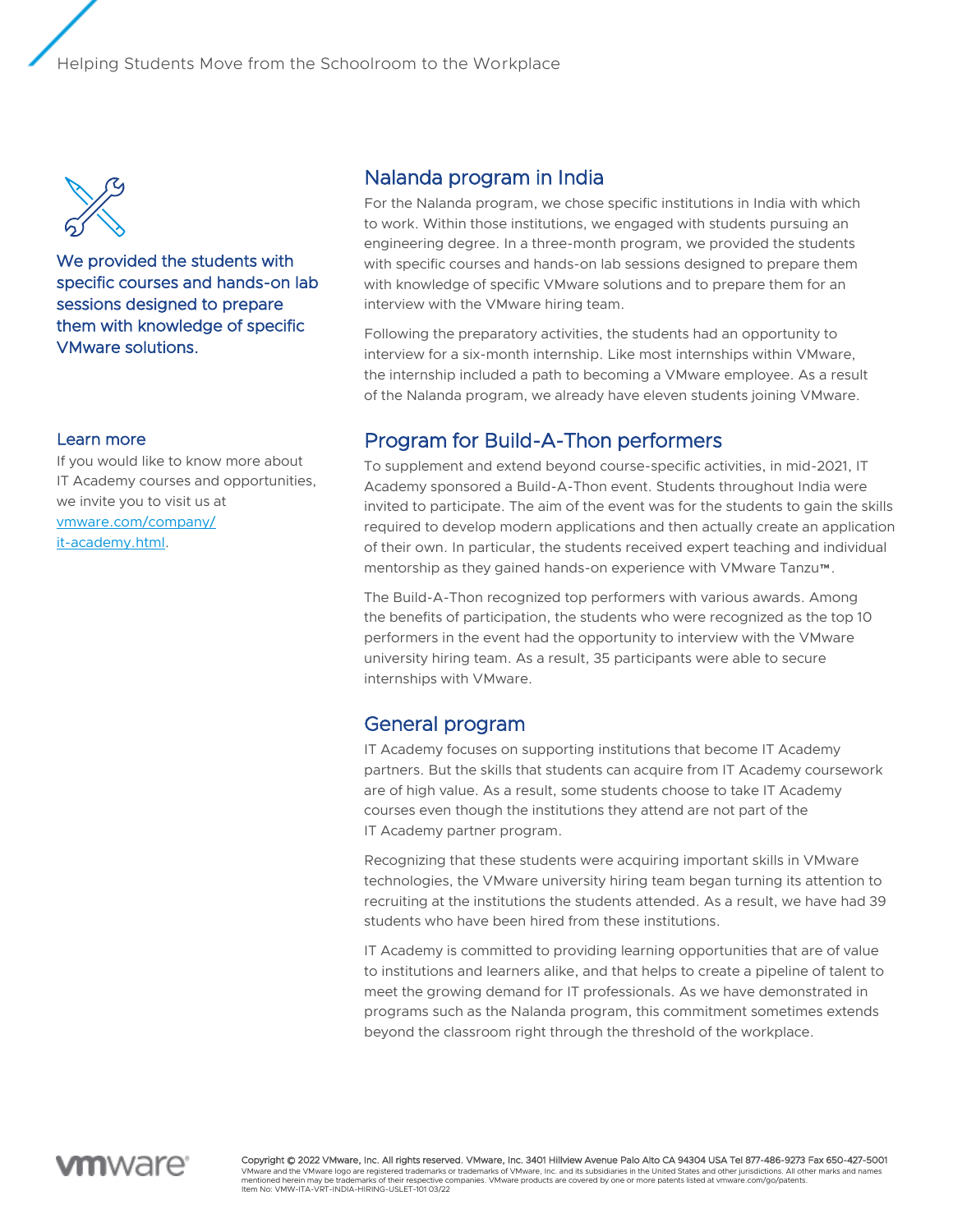We provided the students with specific courses and hands-on lab sessions designed to prepare them with knowledge of specific VMware solutions.

## Nalanda program in India

For the Nalanda program, we chose specific institutions in India with which to work. Within those institutions, we engaged with students pursuing an engineering degree. In a three-month program, we provided the students with specific courses and hands-on lab sessions designed to prepare them with knowledge of specific VMware solutions and to prepare them for an interview with the VMware hiring team.

Following the preparatory activities, the students had an opportunity to interview for a six-month internship. Like most internships within VMware, the internship included a path to becoming a VMware employee. As a result of the Nalanda program, we already have eleven students joining VMware.

## Program for Build-A-Thon performers

To supplement and extend beyond course-specific activities, in mid-2021, IT Academy sponsored a Build-A-Thon event. Students throughout India were invited to participate. The aim of the event was for the students to gain the skills required to develop modern applications and then actually create an application of their own. In particular, the students received expert teaching and individual mentorship as they gained hands-on experience with VMware Tanzu™.

The Build-A-Thon recognized top performers with various awards. Among the benefits of participation, the students who were recognized as the top 10 performers in the event had the opportunity to interview with the VMware university hiring team. As a result, 35 participants were able to secure internships with VMware.

## General program

IT Academy focuses on supporting institutions that become IT Academy partners. But the skills that students can acquire from IT Academy coursework are of high value. As a result, some students choose to take IT Academy courses even though the institutions they attend are not part of the IT Academy partner program.

Recognizing that these students were acquiring important skills in VMware technologies, the VMware university hiring team began turning its attention to recruiting at the institutions the students attended. As a result, we have had 39 students who have been hired from these institutions.

IT Academy is committed to providing learning opportunities that are of value to institutions and learners alike, and that helps to create a pipeline of talent to meet the growing demand for IT professionals. As we have demonstrated in programs such as the Nalanda program, this commitment sometimes extends beyond the classroom right through the threshold of the workplace.

### Learn more

If you would like to know more about IT Academy courses and opportunities, we invite you to visit us at [vmware.com/company/it-academy.html](vmware.com/company/it-academy.html).

Copyright © 2022 VMware, Inc. All rights reserved. VMware, Inc. 3401 Hillview Avenue Palo Alto CA 94304 USA Tel 877-486-9273 Fax 650-427-5001
VMware and the VMware logo are registered trademarks or trademarks of VMware, Inc. and its subsidiaries in the United States and other jurisdictions. All other marks and names mentioned herein may be trademarks of their respective companies. VMware products are covered by one or more patents listed at vmware.com/go/patents.
Item No: VMW-ITA-VRT-INDIA-HIRING-USLET-101 03/22